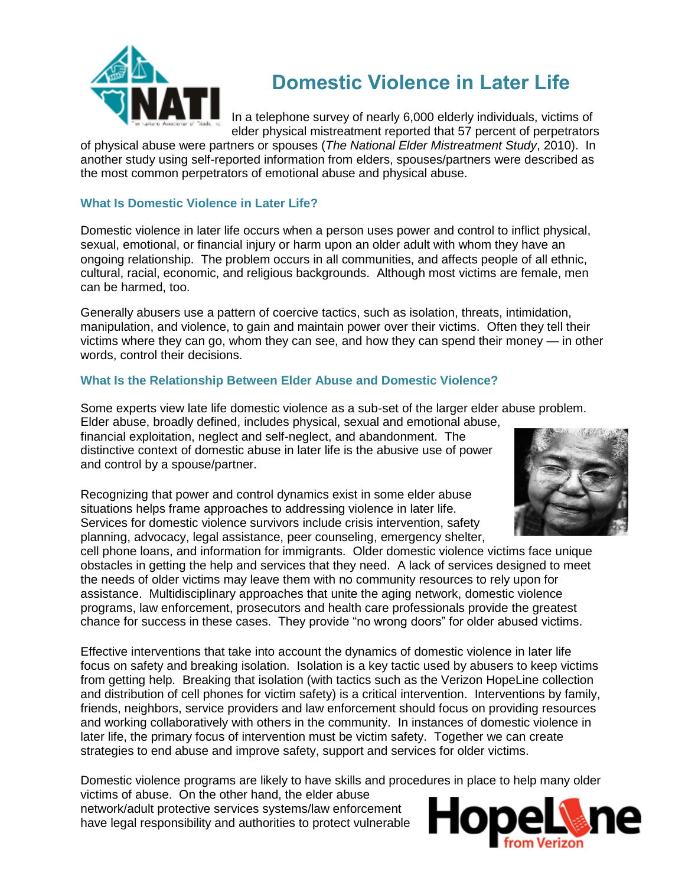# Domestic Violence in Later Life

In a telephone survey of nearly 6,000 elderly individuals, victims of elder physical mistreatment reported that 57 percent of perpetrators of physical abuse were partners or spouses (*The National Elder Mistreatment Study*, 2010). In another study using self-reported information from elders, spouses/partners were described as the most common perpetrators of emotional abuse and physical abuse.

## What Is Domestic Violence in Later Life?

Domestic violence in later life occurs when a person uses power and control to inflict physical, sexual, emotional, or financial injury or harm upon an older adult with whom they have an ongoing relationship. The problem occurs in all communities, and affects people of all ethnic, cultural, racial, economic, and religious backgrounds. Although most victims are female, men can be harmed, too.

Generally abusers use a pattern of coercive tactics, such as isolation, threats, intimidation, manipulation, and violence, to gain and maintain power over their victims. Often they tell their victims where they can go, whom they can see, and how they can spend their money — in other words, control their decisions.

## What Is the Relationship Between Elder Abuse and Domestic Violence?

Some experts view late life domestic violence as a sub-set of the larger elder abuse problem. Elder abuse, broadly defined, includes physical, sexual and emotional abuse, financial exploitation, neglect and self-neglect, and abandonment. The distinctive context of domestic abuse in later life is the abusive use of power and control by a spouse/partner.

Recognizing that power and control dynamics exist in some elder abuse situations helps frame approaches to addressing violence in later life. Services for domestic violence survivors include crisis intervention, safety planning, advocacy, legal assistance, peer counseling, emergency shelter, cell phone loans, and information for immigrants. Older domestic violence victims face unique obstacles in getting the help and services that they need. A lack of services designed to meet the needs of older victims may leave them with no community resources to rely upon for assistance. Multidisciplinary approaches that unite the aging network, domestic violence programs, law enforcement, prosecutors and health care professionals provide the greatest chance for success in these cases. They provide "no wrong doors" for older abused victims.

Effective interventions that take into account the dynamics of domestic violence in later life focus on safety and breaking isolation. Isolation is a key tactic used by abusers to keep victims from getting help. Breaking that isolation (with tactics such as the Verizon HopeLine collection and distribution of cell phones for victim safety) is a critical intervention. Interventions by family, friends, neighbors, service providers and law enforcement should focus on providing resources and working collaboratively with others in the community. In instances of domestic violence in later life, the primary focus of intervention must be victim safety. Together we can create strategies to end abuse and improve safety, support and services for older victims.

Domestic violence programs are likely to have skills and procedures in place to help many older victims of abuse. On the other hand, the elder abuse network/adult protective services systems/law enforcement have legal responsibility and authorities to protect vulnerable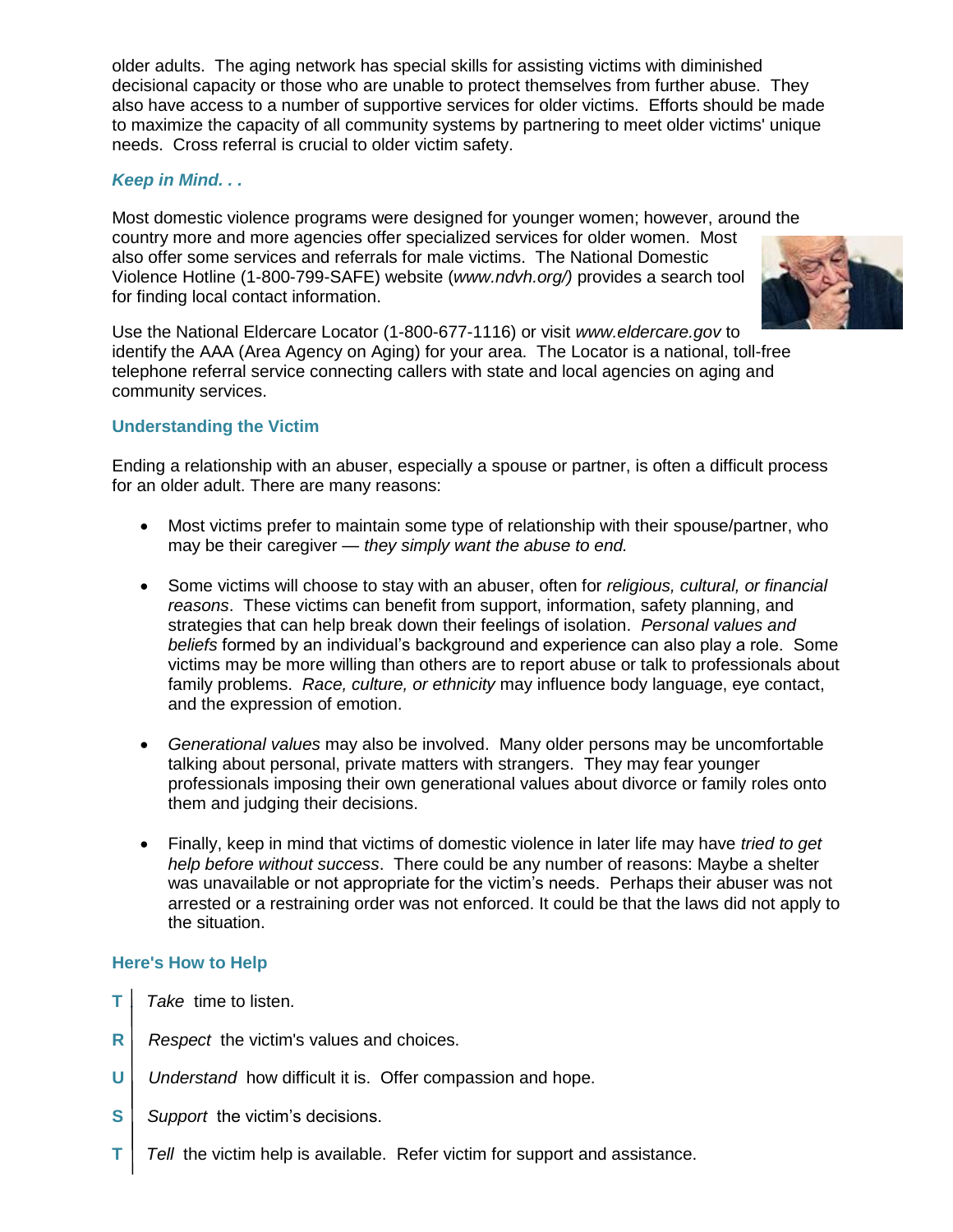older adults. The aging network has special skills for assisting victims with diminished decisional capacity or those who are unable to protect themselves from further abuse. They also have access to a number of supportive services for older victims. Efforts should be made to maximize the capacity of all community systems by partnering to meet older victims' unique needs. Cross referral is crucial to older victim safety.

### *Keep in Mind. . .*

Most domestic violence programs were designed for younger women; however, around the country more and more agencies offer specialized services for older women. Most also offer some services and referrals for male victims. The National Domestic Violence Hotline (1-800-799-SAFE) website (*www.ndvh.org/)* provides a search tool for finding local contact information.

Use the National Eldercare Locator (1-800-677-1116) or visit *www.eldercare.gov* to identify the AAA (Area Agency on Aging) for your area. The Locator is a national, toll-free telephone referral service connecting callers with state and local agencies on aging and community services.

### Understanding the Victim

Ending a relationship with an abuser, especially a spouse or partner, is often a difficult process for an older adult. There are many reasons:

- Most victims prefer to maintain some type of relationship with their spouse/partner, who may be their caregiver — *they simply want the abuse to end.*
- Some victims will choose to stay with an abuser, often for *religious, cultural, or financial reasons*. These victims can benefit from support, information, safety planning, and strategies that can help break down their feelings of isolation. *Personal values and beliefs* formed by an individual's background and experience can also play a role. Some victims may be more willing than others are to report abuse or talk to professionals about family problems. *Race, culture, or ethnicity* may influence body language, eye contact, and the expression of emotion.
- *Generational values* may also be involved. Many older persons may be uncomfortable talking about personal, private matters with strangers. They may fear younger professionals imposing their own generational values about divorce or family roles onto them and judging their decisions.
- Finally, keep in mind that victims of domestic violence in later life may have *tried to get help before without success*. There could be any number of reasons: Maybe a shelter was unavailable or not appropriate for the victim's needs. Perhaps their abuser was not arrested or a restraining order was not enforced. It could be that the laws did not apply to the situation.

### Here's How to Help

**T** | *Take* time to listen.

**R** | *Respect* the victim's values and choices.

**U** | *Understand* how difficult it is. Offer compassion and hope.

**S** | *Support* the victim's decisions.

**T** | *Tell* the victim help is available. Refer victim for support and assistance.